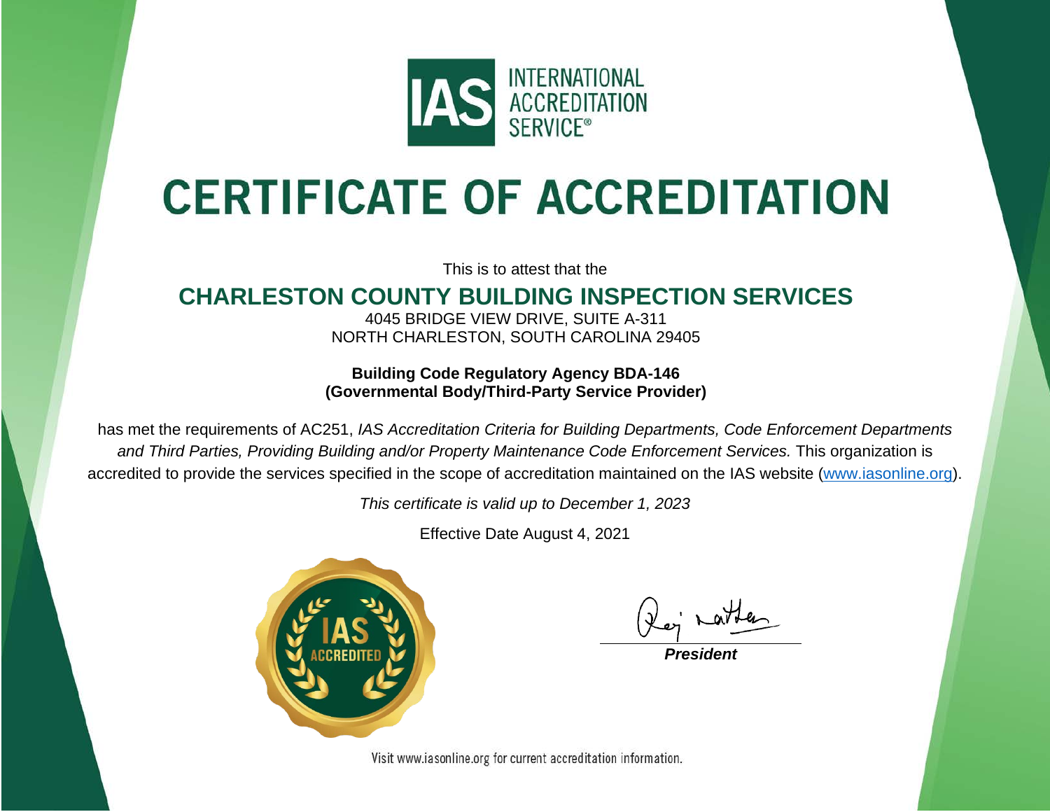INTERNATIONAL ACCREDITATION SERVICE®

# CERTIFICATE OF ACCREDITATION

This is to attest that the

## CHARLESTON COUNTY BUILDING INSPECTION SERVICES

4045 BRIDGE VIEW DRIVE, SUITE A-311
NORTH CHARLESTON, SOUTH CAROLINA 29405

**Building Code Regulatory Agency BDA-146**
**(Governmental Body/Third-Party Service Provider)**

has met the requirements of AC251, *IAS Accreditation Criteria for Building Departments, Code Enforcement Departments and Third Parties, Providing Building and/or Property Maintenance Code Enforcement Services.* This organization is accredited to provide the services specified in the scope of accreditation maintained on the IAS website (www.iasonline.org).

*This certificate is valid up to December 1, 2023*

Effective Date August 4, 2021

***President***

Visit www.iasonline.org for current accreditation information.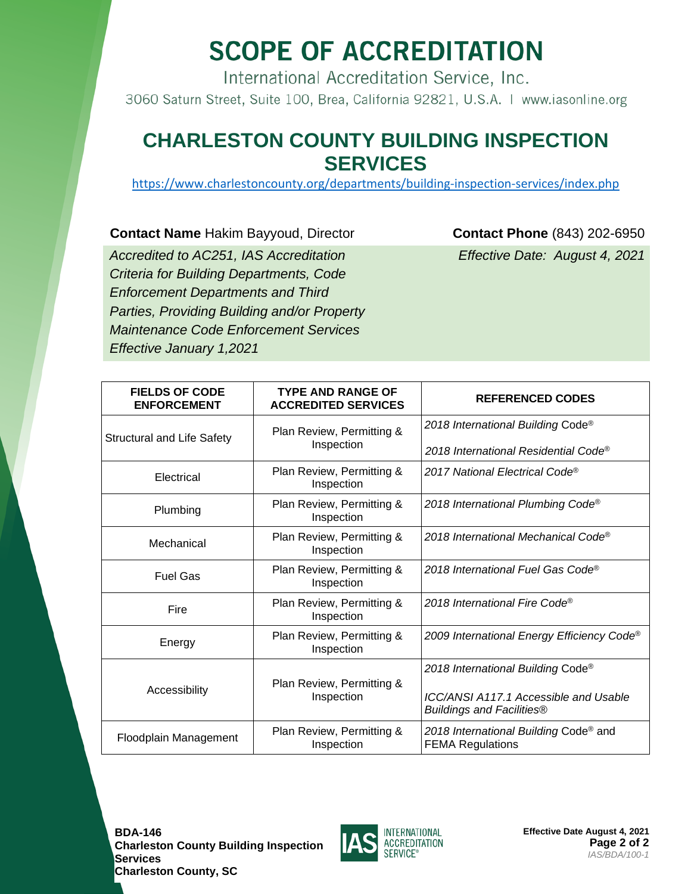# SCOPE OF ACCREDITATION

International Accreditation Service, Inc.

3060 Saturn Street, Suite 100, Brea, California 92821, U.S.A. | www.iasonline.org

## CHARLESTON COUNTY BUILDING INSPECTION SERVICES

https://www.charlestoncounty.org/departments/building-inspection-services/index.php

**Contact Name** Hakim Bayyoud, Director

**Contact Phone** (843) 202-6950

*Accredited to AC251, IAS Accreditation Criteria for Building Departments, Code Enforcement Departments and Third Parties, Providing Building and/or Property Maintenance Code Enforcement Services Effective January 1,2021*

*Effective Date: August 4, 2021*

| FIELDS OF CODE ENFORCEMENT | TYPE AND RANGE OF ACCREDITED SERVICES | REFERENCED CODES |
|---|---|---|
| Structural and Life Safety | Plan Review, Permitting & Inspection | *2018 International Building* Code® <br> *2018 International Residential Code®* |
| Electrical | Plan Review, Permitting & Inspection | *2017 National Electrical Code®* |
| Plumbing | Plan Review, Permitting & Inspection | *2018 International Plumbing Code®* |
| Mechanical | Plan Review, Permitting & Inspection | *2018 International Mechanical Code®* |
| Fuel Gas | Plan Review, Permitting & Inspection | *2018 International Fuel Gas Code®* |
| Fire | Plan Review, Permitting & Inspection | *2018 International Fire Code®* |
| Energy | Plan Review, Permitting & Inspection | *2009 International Energy Efficiency Code®* |
| Accessibility | Plan Review, Permitting & Inspection | *2018 International Building* Code® <br> *ICC/ANSI A117.1 Accessible and Usable Buildings and Facilities®* |
| Floodplain Management | Plan Review, Permitting & Inspection | *2018 International Building* Code® and FEMA Regulations |

**BDA-146**
**Charleston County Building Inspection Services**
**Charleston County, SC**

**Effective Date August 4, 2021**

*IAS/BDA/100-1*